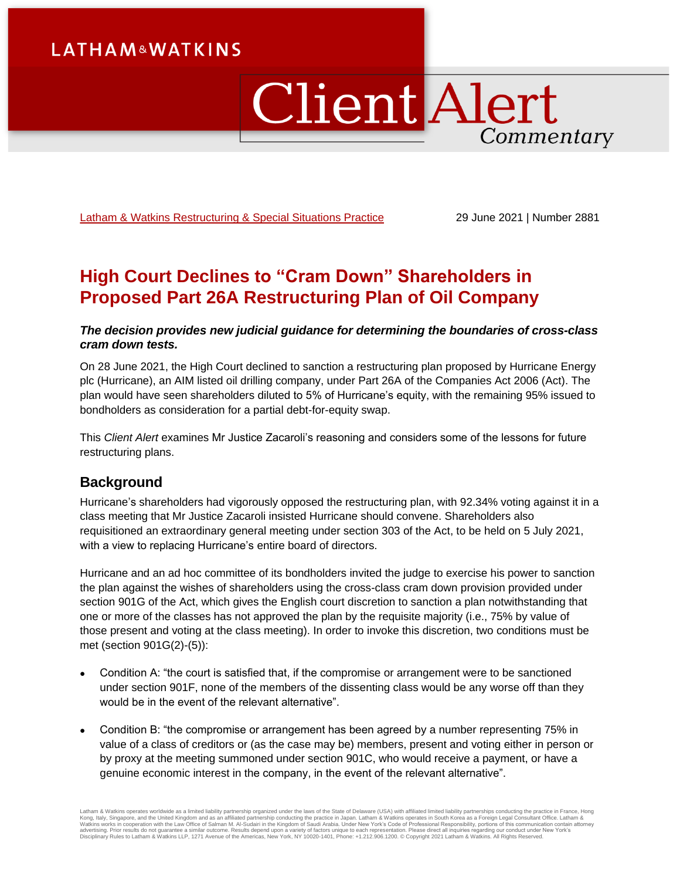Latham & Watkins Restructuring & Special Situations Practice

29 June 2021 | Number 2881

# High Court Declines to "Cram Down" Shareholders in Proposed Part 26A Restructuring Plan of Oil Company

***The decision provides new judicial guidance for determining the boundaries of cross-class cram down tests.***

On 28 June 2021, the High Court declined to sanction a restructuring plan proposed by Hurricane Energy plc (Hurricane), an AIM listed oil drilling company, under Part 26A of the Companies Act 2006 (Act). The plan would have seen shareholders diluted to 5% of Hurricane's equity, with the remaining 95% issued to bondholders as consideration for a partial debt-for-equity swap.

This *Client Alert* examines Mr Justice Zacaroli's reasoning and considers some of the lessons for future restructuring plans.

## Background

Hurricane's shareholders had vigorously opposed the restructuring plan, with 92.34% voting against it in a class meeting that Mr Justice Zacaroli insisted Hurricane should convene. Shareholders also requisitioned an extraordinary general meeting under section 303 of the Act, to be held on 5 July 2021, with a view to replacing Hurricane's entire board of directors.

Hurricane and an ad hoc committee of its bondholders invited the judge to exercise his power to sanction the plan against the wishes of shareholders using the cross-class cram down provision provided under section 901G of the Act, which gives the English court discretion to sanction a plan notwithstanding that one or more of the classes has not approved the plan by the requisite majority (i.e., 75% by value of those present and voting at the class meeting). In order to invoke this discretion, two conditions must be met (section 901G(2)-(5)):

- Condition A: "the court is satisfied that, if the compromise or arrangement were to be sanctioned under section 901F, none of the members of the dissenting class would be any worse off than they would be in the event of the relevant alternative".
- Condition B: "the compromise or arrangement has been agreed by a number representing 75% in value of a class of creditors or (as the case may be) members, present and voting either in person or by proxy at the meeting summoned under section 901C, who would receive a payment, or have a genuine economic interest in the company, in the event of the relevant alternative".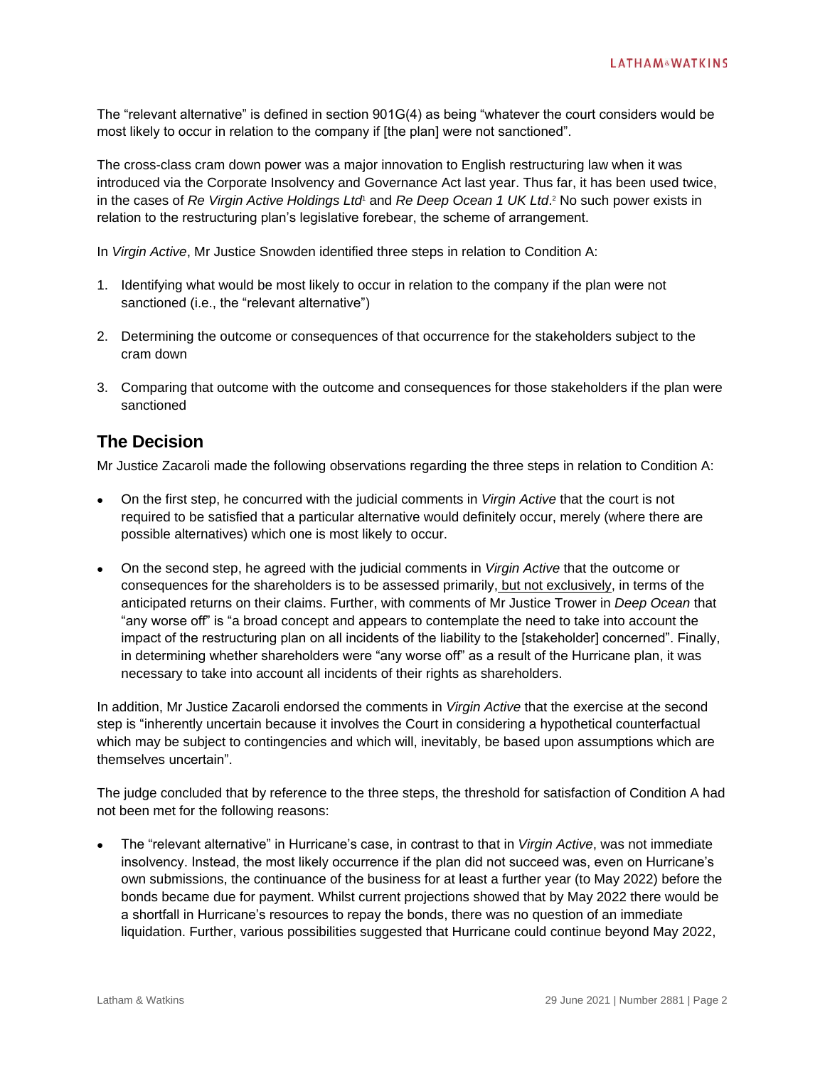The "relevant alternative" is defined in section 901G(4) as being "whatever the court considers would be most likely to occur in relation to the company if [the plan] were not sanctioned".

The cross-class cram down power was a major innovation to English restructuring law when it was introduced via the Corporate Insolvency and Governance Act last year. Thus far, it has been used twice, in the cases of *Re Virgin Active Holdings Ltd*[1] and *Re Deep Ocean 1 UK Ltd*.[2] No such power exists in relation to the restructuring plan's legislative forebear, the scheme of arrangement.

In *Virgin Active*, Mr Justice Snowden identified three steps in relation to Condition A:

1. Identifying what would be most likely to occur in relation to the company if the plan were not sanctioned (i.e., the "relevant alternative")
2. Determining the outcome or consequences of that occurrence for the stakeholders subject to the cram down
3. Comparing that outcome with the outcome and consequences for those stakeholders if the plan were sanctioned

## The Decision

Mr Justice Zacaroli made the following observations regarding the three steps in relation to Condition A:

- On the first step, he concurred with the judicial comments in *Virgin Active* that the court is not required to be satisfied that a particular alternative would definitely occur, merely (where there are possible alternatives) which one is most likely to occur.
- On the second step, he agreed with the judicial comments in *Virgin Active* that the outcome or consequences for the shareholders is to be assessed primarily, <u>but not exclusively</u>, in terms of the anticipated returns on their claims. Further, with comments of Mr Justice Trower in *Deep Ocean* that "any worse off" is "a broad concept and appears to contemplate the need to take into account the impact of the restructuring plan on all incidents of the liability to the [stakeholder] concerned". Finally, in determining whether shareholders were "any worse off" as a result of the Hurricane plan, it was necessary to take into account all incidents of their rights as shareholders.

In addition, Mr Justice Zacaroli endorsed the comments in *Virgin Active* that the exercise at the second step is "inherently uncertain because it involves the Court in considering a hypothetical counterfactual which may be subject to contingencies and which will, inevitably, be based upon assumptions which are themselves uncertain".

The judge concluded that by reference to the three steps, the threshold for satisfaction of Condition A had not been met for the following reasons:

- The "relevant alternative" in Hurricane's case, in contrast to that in *Virgin Active*, was not immediate insolvency. Instead, the most likely occurrence if the plan did not succeed was, even on Hurricane's own submissions, the continuance of the business for at least a further year (to May 2022) before the bonds became due for payment. Whilst current projections showed that by May 2022 there would be a shortfall in Hurricane's resources to repay the bonds, there was no question of an immediate liquidation. Further, various possibilities suggested that Hurricane could continue beyond May 2022,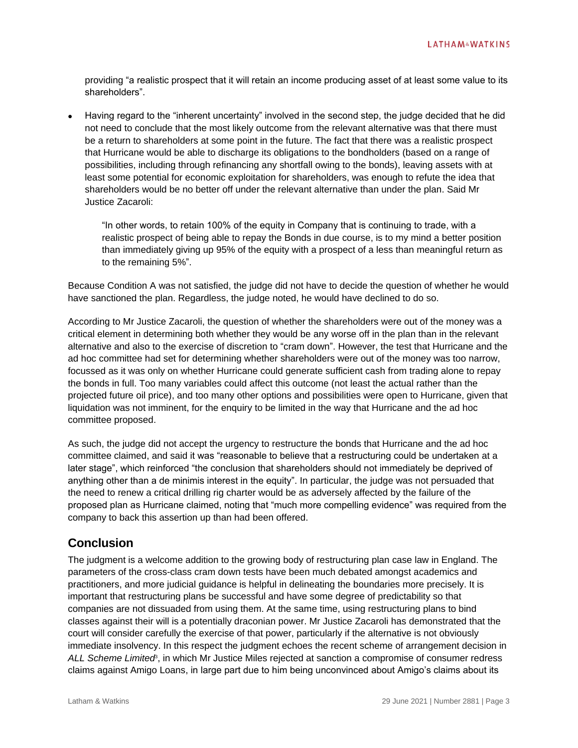providing "a realistic prospect that it will retain an income producing asset of at least some value to its shareholders".

- Having regard to the "inherent uncertainty" involved in the second step, the judge decided that he did not need to conclude that the most likely outcome from the relevant alternative was that there must be a return to shareholders at some point in the future. The fact that there was a realistic prospect that Hurricane would be able to discharge its obligations to the bondholders (based on a range of possibilities, including through refinancing any shortfall owing to the bonds), leaving assets with at least some potential for economic exploitation for shareholders, was enough to refute the idea that shareholders would be no better off under the relevant alternative than under the plan. Said Mr Justice Zacaroli:

  > "In other words, to retain 100% of the equity in Company that is continuing to trade, with a realistic prospect of being able to repay the Bonds in due course, is to my mind a better position than immediately giving up 95% of the equity with a prospect of a less than meaningful return as to the remaining 5%".

Because Condition A was not satisfied, the judge did not have to decide the question of whether he would have sanctioned the plan. Regardless, the judge noted, he would have declined to do so.

According to Mr Justice Zacaroli, the question of whether the shareholders were out of the money was a critical element in determining both whether they would be any worse off in the plan than in the relevant alternative and also to the exercise of discretion to "cram down". However, the test that Hurricane and the ad hoc committee had set for determining whether shareholders were out of the money was too narrow, focussed as it was only on whether Hurricane could generate sufficient cash from trading alone to repay the bonds in full. Too many variables could affect this outcome (not least the actual rather than the projected future oil price), and too many other options and possibilities were open to Hurricane, given that liquidation was not imminent, for the enquiry to be limited in the way that Hurricane and the ad hoc committee proposed.

As such, the judge did not accept the urgency to restructure the bonds that Hurricane and the ad hoc committee claimed, and said it was "reasonable to believe that a restructuring could be undertaken at a later stage", which reinforced "the conclusion that shareholders should not immediately be deprived of anything other than a de minimis interest in the equity". In particular, the judge was not persuaded that the need to renew a critical drilling rig charter would be as adversely affected by the failure of the proposed plan as Hurricane claimed, noting that "much more compelling evidence" was required from the company to back this assertion up than had been offered.

## Conclusion

The judgment is a welcome addition to the growing body of restructuring plan case law in England. The parameters of the cross-class cram down tests have been much debated amongst academics and practitioners, and more judicial guidance is helpful in delineating the boundaries more precisely. It is important that restructuring plans be successful and have some degree of predictability so that companies are not dissuaded from using them. At the same time, using restructuring plans to bind classes against their will is a potentially draconian power. Mr Justice Zacaroli has demonstrated that the court will consider carefully the exercise of that power, particularly if the alternative is not obviously immediate insolvency. In this respect the judgment echoes the recent scheme of arrangement decision in *ALL Scheme Limited*[3], in which Mr Justice Miles rejected at sanction a compromise of consumer redress claims against Amigo Loans, in large part due to him being unconvinced about Amigo's claims about its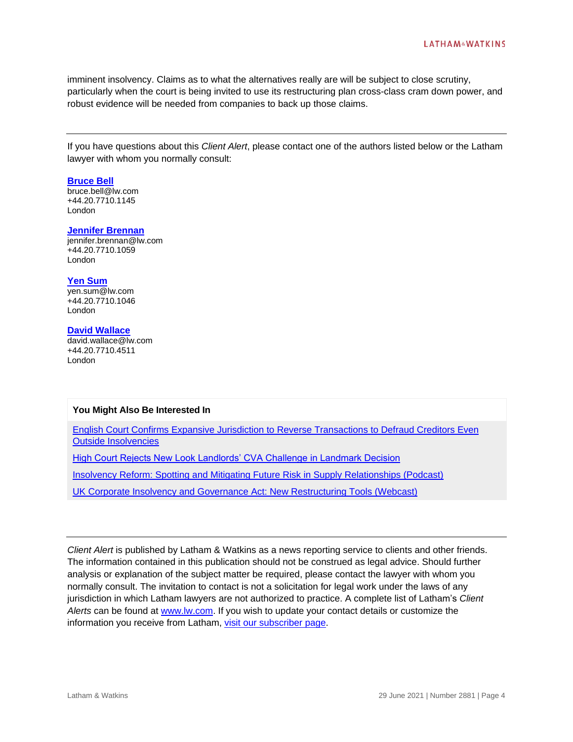imminent insolvency. Claims as to what the alternatives really are will be subject to close scrutiny, particularly when the court is being invited to use its restructuring plan cross-class cram down power, and robust evidence will be needed from companies to back up those claims.

---

If you have questions about this *Client Alert*, please contact one of the authors listed below or the Latham lawyer with whom you normally consult:

**Bruce Bell**
bruce.bell@lw.com
+44.20.7710.1145
London

**Jennifer Brennan**
jennifer.brennan@lw.com
+44.20.7710.1059
London

**Yen Sum**
yen.sum@lw.com
+44.20.7710.1046
London

**David Wallace**
david.wallace@lw.com
+44.20.7710.4511
London

**You Might Also Be Interested In**

English Court Confirms Expansive Jurisdiction to Reverse Transactions to Defraud Creditors Even Outside Insolvencies

High Court Rejects New Look Landlords' CVA Challenge in Landmark Decision

Insolvency Reform: Spotting and Mitigating Future Risk in Supply Relationships (Podcast)

UK Corporate Insolvency and Governance Act: New Restructuring Tools (Webcast)

---

*Client Alert* is published by Latham & Watkins as a news reporting service to clients and other friends. The information contained in this publication should not be construed as legal advice. Should further analysis or explanation of the subject matter be required, please contact the lawyer with whom you normally consult. The invitation to contact is not a solicitation for legal work under the laws of any jurisdiction in which Latham lawyers are not authorized to practice. A complete list of Latham's *Client Alerts* can be found at www.lw.com. If you wish to update your contact details or customize the information you receive from Latham, visit our subscriber page.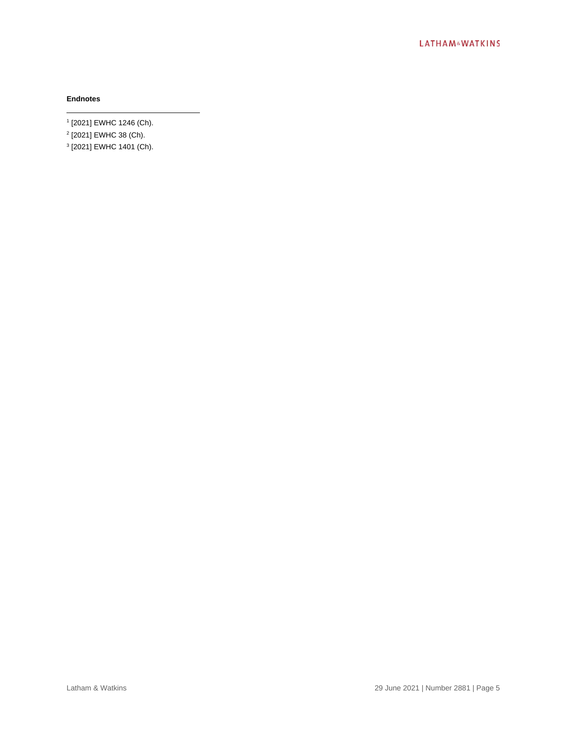**Endnotes**

[1] [2021] EWHC 1246 (Ch).

[2] [2021] EWHC 38 (Ch).

[3] [2021] EWHC 1401 (Ch).